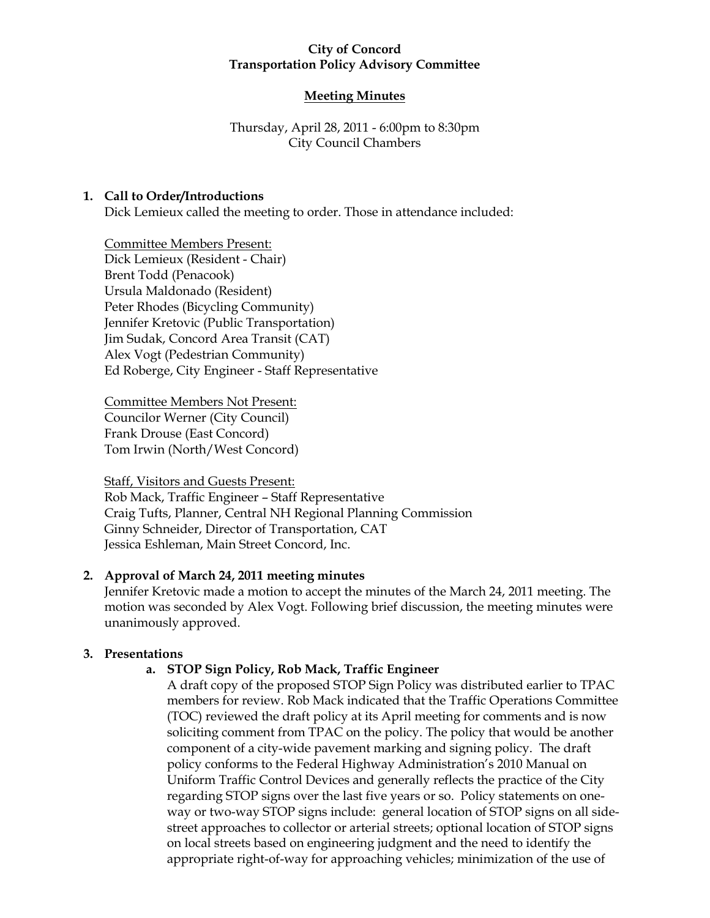**City of Concord**
**Transportation Policy Advisory Committee**

**Meeting Minutes**

Thursday, April 28, 2011 - 6:00pm to 8:30pm
City Council Chambers

1. **Call to Order/Introductions**

   Dick Lemieux called the meeting to order. Those in attendance included:

   Committee Members Present:
   Dick Lemieux (Resident - Chair)
   Brent Todd (Penacook)
   Ursula Maldonado (Resident)
   Peter Rhodes (Bicycling Community)
   Jennifer Kretovic (Public Transportation)
   Jim Sudak, Concord Area Transit (CAT)
   Alex Vogt (Pedestrian Community)
   Ed Roberge, City Engineer - Staff Representative

   Committee Members Not Present:
   Councilor Werner (City Council)
   Frank Drouse (East Concord)
   Tom Irwin (North/West Concord)

   Staff, Visitors and Guests Present:
   Rob Mack, Traffic Engineer – Staff Representative
   Craig Tufts, Planner, Central NH Regional Planning Commission
   Ginny Schneider, Director of Transportation, CAT
   Jessica Eshleman, Main Street Concord, Inc.

2. **Approval of March 24, 2011 meeting minutes**

   Jennifer Kretovic made a motion to accept the minutes of the March 24, 2011 meeting. The motion was seconded by Alex Vogt. Following brief discussion, the meeting minutes were unanimously approved.

3. **Presentations**

   a. **STOP Sign Policy, Rob Mack, Traffic Engineer**

      A draft copy of the proposed STOP Sign Policy was distributed earlier to TPAC members for review. Rob Mack indicated that the Traffic Operations Committee (TOC) reviewed the draft policy at its April meeting for comments and is now soliciting comment from TPAC on the policy. The policy that would be another component of a city-wide pavement marking and signing policy. The draft policy conforms to the Federal Highway Administration's 2010 Manual on Uniform Traffic Control Devices and generally reflects the practice of the City regarding STOP signs over the last five years or so. Policy statements on one-way or two-way STOP signs include: general location of STOP signs on all side-street approaches to collector or arterial streets; optional location of STOP signs on local streets based on engineering judgment and the need to identify the appropriate right-of-way for approaching vehicles; minimization of the use of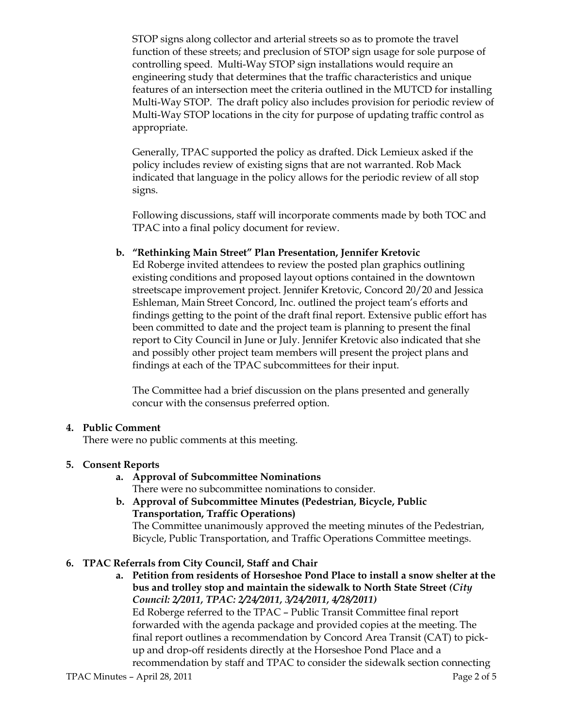STOP signs along collector and arterial streets so as to promote the travel function of these streets; and preclusion of STOP sign usage for sole purpose of controlling speed. Multi-Way STOP sign installations would require an engineering study that determines that the traffic characteristics and unique features of an intersection meet the criteria outlined in the MUTCD for installing Multi-Way STOP. The draft policy also includes provision for periodic review of Multi-Way STOP locations in the city for purpose of updating traffic control as appropriate.

Generally, TPAC supported the policy as drafted. Dick Lemieux asked if the policy includes review of existing signs that are not warranted. Rob Mack indicated that language in the policy allows for the periodic review of all stop signs.

Following discussions, staff will incorporate comments made by both TOC and TPAC into a final policy document for review.

**b. "Rethinking Main Street" Plan Presentation, Jennifer Kretovic**

Ed Roberge invited attendees to review the posted plan graphics outlining existing conditions and proposed layout options contained in the downtown streetscape improvement project. Jennifer Kretovic, Concord 20/20 and Jessica Eshleman, Main Street Concord, Inc. outlined the project team's efforts and findings getting to the point of the draft final report. Extensive public effort has been committed to date and the project team is planning to present the final report to City Council in June or July. Jennifer Kretovic also indicated that she and possibly other project team members will present the project plans and findings at each of the TPAC subcommittees for their input.

The Committee had a brief discussion on the plans presented and generally concur with the consensus preferred option.

**4. Public Comment**

There were no public comments at this meeting.

**5. Consent Reports**

**a. Approval of Subcommittee Nominations**

There were no subcommittee nominations to consider.

**b. Approval of Subcommittee Minutes (Pedestrian, Bicycle, Public Transportation, Traffic Operations)**

The Committee unanimously approved the meeting minutes of the Pedestrian, Bicycle, Public Transportation, and Traffic Operations Committee meetings.

**6. TPAC Referrals from City Council, Staff and Chair**

**a. Petition from residents of Horseshoe Pond Place to install a snow shelter at the bus and trolley stop and maintain the sidewalk to North State Street** ***(City Council: 2/2011, TPAC: 2/24/2011, 3/24/2011, 4/28/2011)***

Ed Roberge referred to the TPAC – Public Transit Committee final report forwarded with the agenda package and provided copies at the meeting. The final report outlines a recommendation by Concord Area Transit (CAT) to pick-up and drop-off residents directly at the Horseshoe Pond Place and a recommendation by staff and TPAC to consider the sidewalk section connecting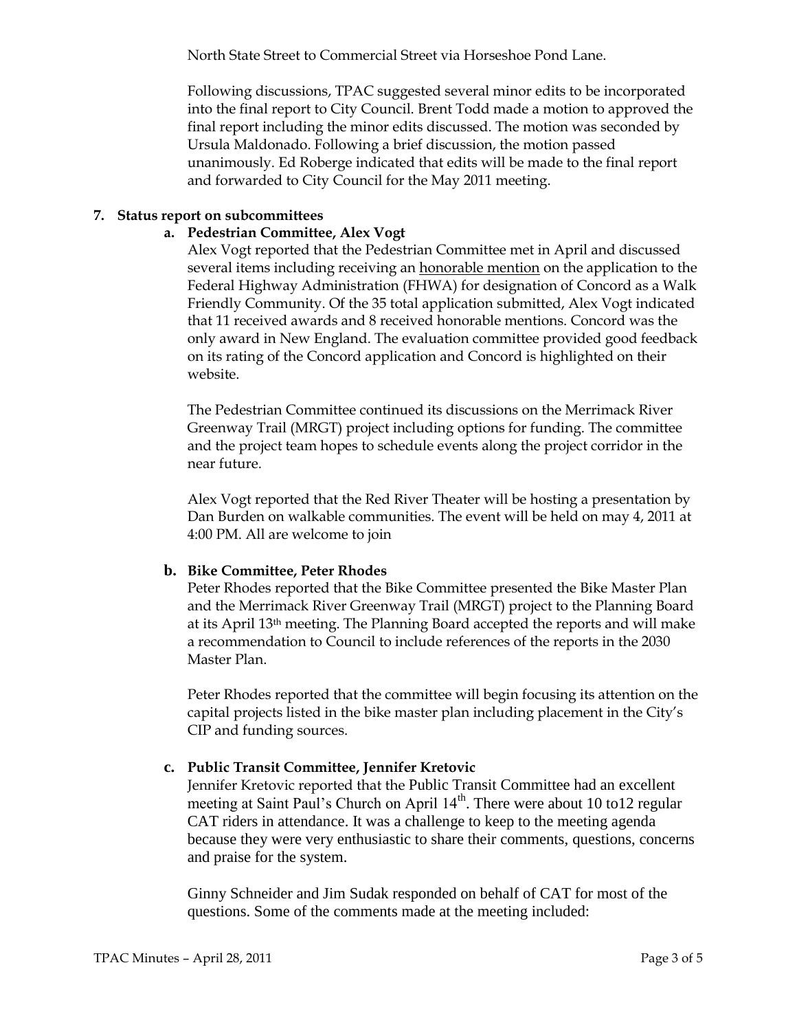North State Street to Commercial Street via Horseshoe Pond Lane.

Following discussions, TPAC suggested several minor edits to be incorporated into the final report to City Council. Brent Todd made a motion to approved the final report including the minor edits discussed. The motion was seconded by Ursula Maldonado. Following a brief discussion, the motion passed unanimously. Ed Roberge indicated that edits will be made to the final report and forwarded to City Council for the May 2011 meeting.

**7. Status report on subcommittees**

**a. Pedestrian Committee, Alex Vogt**

Alex Vogt reported that the Pedestrian Committee met in April and discussed several items including receiving an <u>honorable mention</u> on the application to the Federal Highway Administration (FHWA) for designation of Concord as a Walk Friendly Community. Of the 35 total application submitted, Alex Vogt indicated that 11 received awards and 8 received honorable mentions. Concord was the only award in New England. The evaluation committee provided good feedback on its rating of the Concord application and Concord is highlighted on their website.

The Pedestrian Committee continued its discussions on the Merrimack River Greenway Trail (MRGT) project including options for funding. The committee and the project team hopes to schedule events along the project corridor in the near future.

Alex Vogt reported that the Red River Theater will be hosting a presentation by Dan Burden on walkable communities. The event will be held on may 4, 2011 at 4:00 PM. All are welcome to join

**b. Bike Committee, Peter Rhodes**

Peter Rhodes reported that the Bike Committee presented the Bike Master Plan and the Merrimack River Greenway Trail (MRGT) project to the Planning Board at its April 13th meeting. The Planning Board accepted the reports and will make a recommendation to Council to include references of the reports in the 2030 Master Plan.

Peter Rhodes reported that the committee will begin focusing its attention on the capital projects listed in the bike master plan including placement in the City's CIP and funding sources.

**c. Public Transit Committee, Jennifer Kretovic**

Jennifer Kretovic reported that the Public Transit Committee had an excellent meeting at Saint Paul's Church on April 14th. There were about 10 to12 regular CAT riders in attendance. It was a challenge to keep to the meeting agenda because they were very enthusiastic to share their comments, questions, concerns and praise for the system.

Ginny Schneider and Jim Sudak responded on behalf of CAT for most of the questions. Some of the comments made at the meeting included: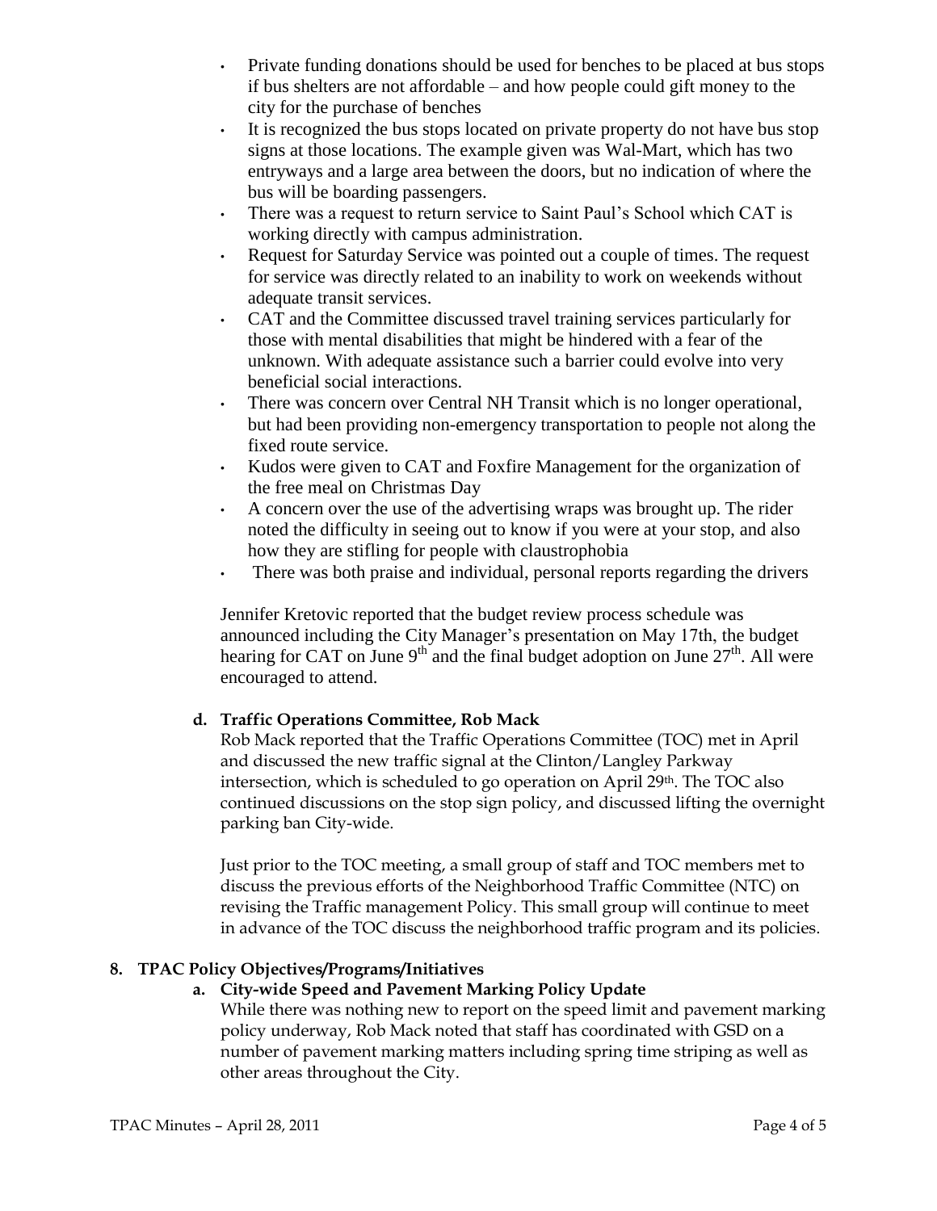- Private funding donations should be used for benches to be placed at bus stops if bus shelters are not affordable – and how people could gift money to the city for the purchase of benches
- It is recognized the bus stops located on private property do not have bus stop signs at those locations. The example given was Wal-Mart, which has two entryways and a large area between the doors, but no indication of where the bus will be boarding passengers.
- There was a request to return service to Saint Paul's School which CAT is working directly with campus administration.
- Request for Saturday Service was pointed out a couple of times. The request for service was directly related to an inability to work on weekends without adequate transit services.
- CAT and the Committee discussed travel training services particularly for those with mental disabilities that might be hindered with a fear of the unknown. With adequate assistance such a barrier could evolve into very beneficial social interactions.
- There was concern over Central NH Transit which is no longer operational, but had been providing non-emergency transportation to people not along the fixed route service.
- Kudos were given to CAT and Foxfire Management for the organization of the free meal on Christmas Day
- A concern over the use of the advertising wraps was brought up. The rider noted the difficulty in seeing out to know if you were at your stop, and also how they are stifling for people with claustrophobia
- There was both praise and individual, personal reports regarding the drivers

Jennifer Kretovic reported that the budget review process schedule was announced including the City Manager's presentation on May 17th, the budget hearing for CAT on June 9th and the final budget adoption on June 27th. All were encouraged to attend.

**d. Traffic Operations Committee, Rob Mack**

Rob Mack reported that the Traffic Operations Committee (TOC) met in April and discussed the new traffic signal at the Clinton/Langley Parkway intersection, which is scheduled to go operation on April 29th. The TOC also continued discussions on the stop sign policy, and discussed lifting the overnight parking ban City-wide.

Just prior to the TOC meeting, a small group of staff and TOC members met to discuss the previous efforts of the Neighborhood Traffic Committee (NTC) on revising the Traffic management Policy. This small group will continue to meet in advance of the TOC discuss the neighborhood traffic program and its policies.

**8. TPAC Policy Objectives/Programs/Initiatives**

**a. City-wide Speed and Pavement Marking Policy Update**

While there was nothing new to report on the speed limit and pavement marking policy underway, Rob Mack noted that staff has coordinated with GSD on a number of pavement marking matters including spring time striping as well as other areas throughout the City.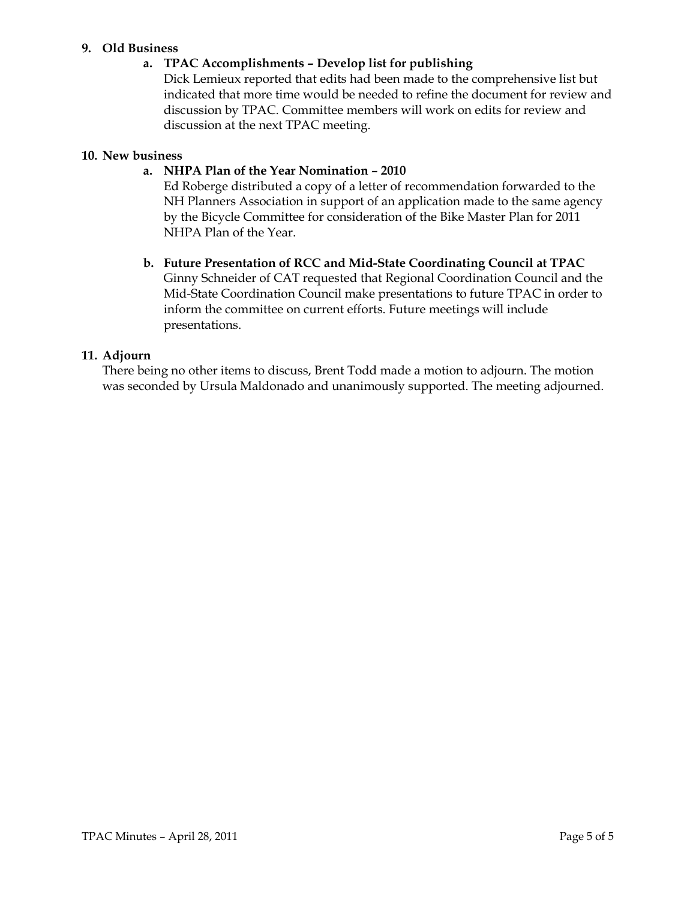**9. Old Business**

**a. TPAC Accomplishments – Develop list for publishing**

Dick Lemieux reported that edits had been made to the comprehensive list but indicated that more time would be needed to refine the document for review and discussion by TPAC. Committee members will work on edits for review and discussion at the next TPAC meeting.

**10. New business**

**a. NHPA Plan of the Year Nomination – 2010**

Ed Roberge distributed a copy of a letter of recommendation forwarded to the NH Planners Association in support of an application made to the same agency by the Bicycle Committee for consideration of the Bike Master Plan for 2011 NHPA Plan of the Year.

**b. Future Presentation of RCC and Mid-State Coordinating Council at TPAC**

Ginny Schneider of CAT requested that Regional Coordination Council and the Mid-State Coordination Council make presentations to future TPAC in order to inform the committee on current efforts. Future meetings will include presentations.

**11. Adjourn**

There being no other items to discuss, Brent Todd made a motion to adjourn. The motion was seconded by Ursula Maldonado and unanimously supported. The meeting adjourned.